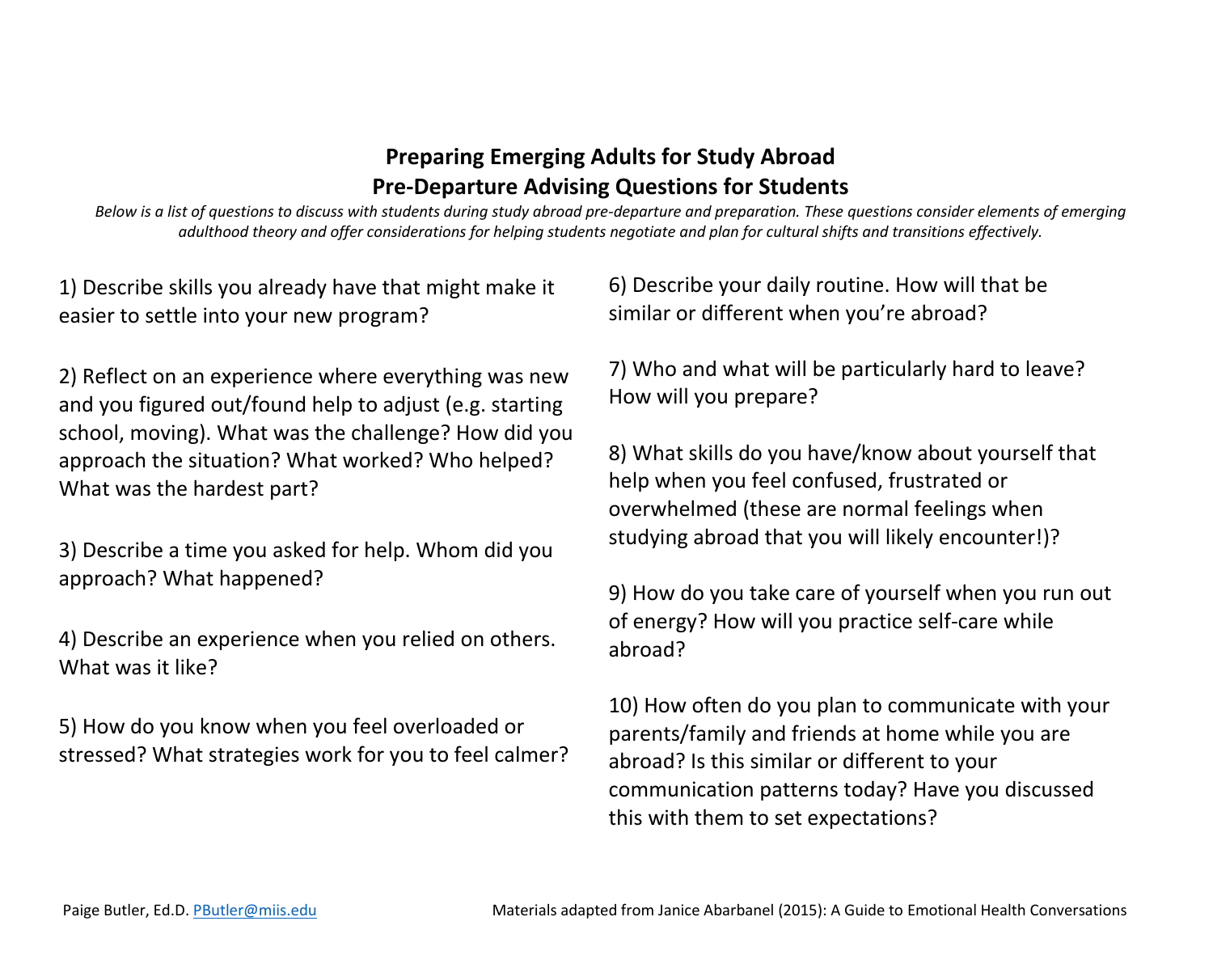# Preparing Emerging Adults for Study Abroad
## Pre-Departure Advising Questions for Students

*Below is a list of questions to discuss with students during study abroad pre-departure and preparation. These questions consider elements of emerging adulthood theory and offer considerations for helping students negotiate and plan for cultural shifts and transitions effectively.*

1) Describe skills you already have that might make it easier to settle into your new program?

2) Reflect on an experience where everything was new and you figured out/found help to adjust (e.g. starting school, moving). What was the challenge? How did you approach the situation? What worked? Who helped? What was the hardest part?

3) Describe a time you asked for help. Whom did you approach? What happened?

4) Describe an experience when you relied on others. What was it like?

5) How do you know when you feel overloaded or stressed? What strategies work for you to feel calmer?

6) Describe your daily routine. How will that be similar or different when you're abroad?

7) Who and what will be particularly hard to leave? How will you prepare?

8) What skills do you have/know about yourself that help when you feel confused, frustrated or overwhelmed (these are normal feelings when studying abroad that you will likely encounter!)?

9) How do you take care of yourself when you run out of energy? How will you practice self-care while abroad?

10) How often do you plan to communicate with your parents/family and friends at home while you are abroad? Is this similar or different to your communication patterns today? Have you discussed this with them to set expectations?

Paige Butler, Ed.D. PButler@miis.edu

Materials adapted from Janice Abarbanel (2015): A Guide to Emotional Health Conversations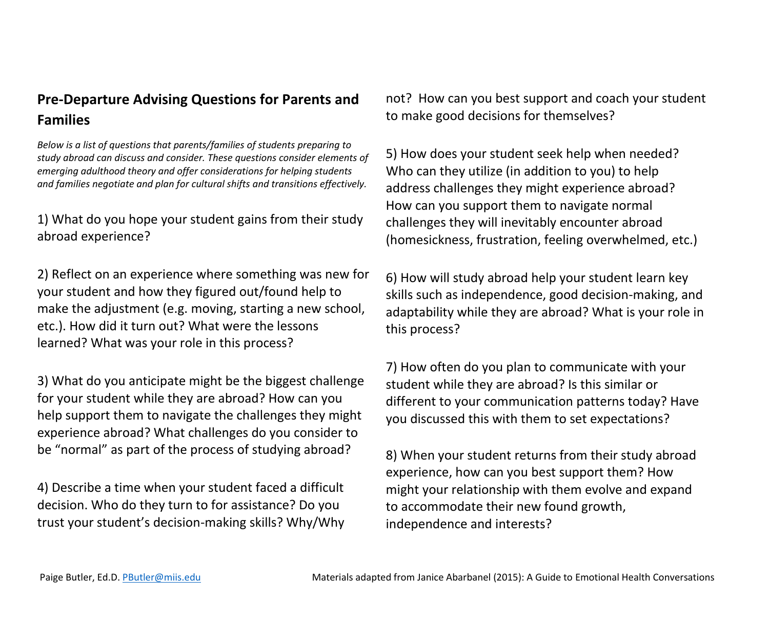## Pre-Departure Advising Questions for Parents and Families

*Below is a list of questions that parents/families of students preparing to study abroad can discuss and consider. These questions consider elements of emerging adulthood theory and offer considerations for helping students and families negotiate and plan for cultural shifts and transitions effectively.*

1) What do you hope your student gains from their study abroad experience?

2) Reflect on an experience where something was new for your student and how they figured out/found help to make the adjustment (e.g. moving, starting a new school, etc.). How did it turn out? What were the lessons learned? What was your role in this process?

3) What do you anticipate might be the biggest challenge for your student while they are abroad? How can you help support them to navigate the challenges they might experience abroad? What challenges do you consider to be "normal" as part of the process of studying abroad?

4) Describe a time when your student faced a difficult decision. Who do they turn to for assistance? Do you trust your student's decision-making skills? Why/Why not? How can you best support and coach your student to make good decisions for themselves?

5) How does your student seek help when needed? Who can they utilize (in addition to you) to help address challenges they might experience abroad? How can you support them to navigate normal challenges they will inevitably encounter abroad (homesickness, frustration, feeling overwhelmed, etc.)

6) How will study abroad help your student learn key skills such as independence, good decision-making, and adaptability while they are abroad? What is your role in this process?

7) How often do you plan to communicate with your student while they are abroad? Is this similar or different to your communication patterns today? Have you discussed this with them to set expectations?

8) When your student returns from their study abroad experience, how can you best support them? How might your relationship with them evolve and expand to accommodate their new found growth, independence and interests?

Paige Butler, Ed.D. PButler@miis.edu

Materials adapted from Janice Abarbanel (2015): A Guide to Emotional Health Conversations